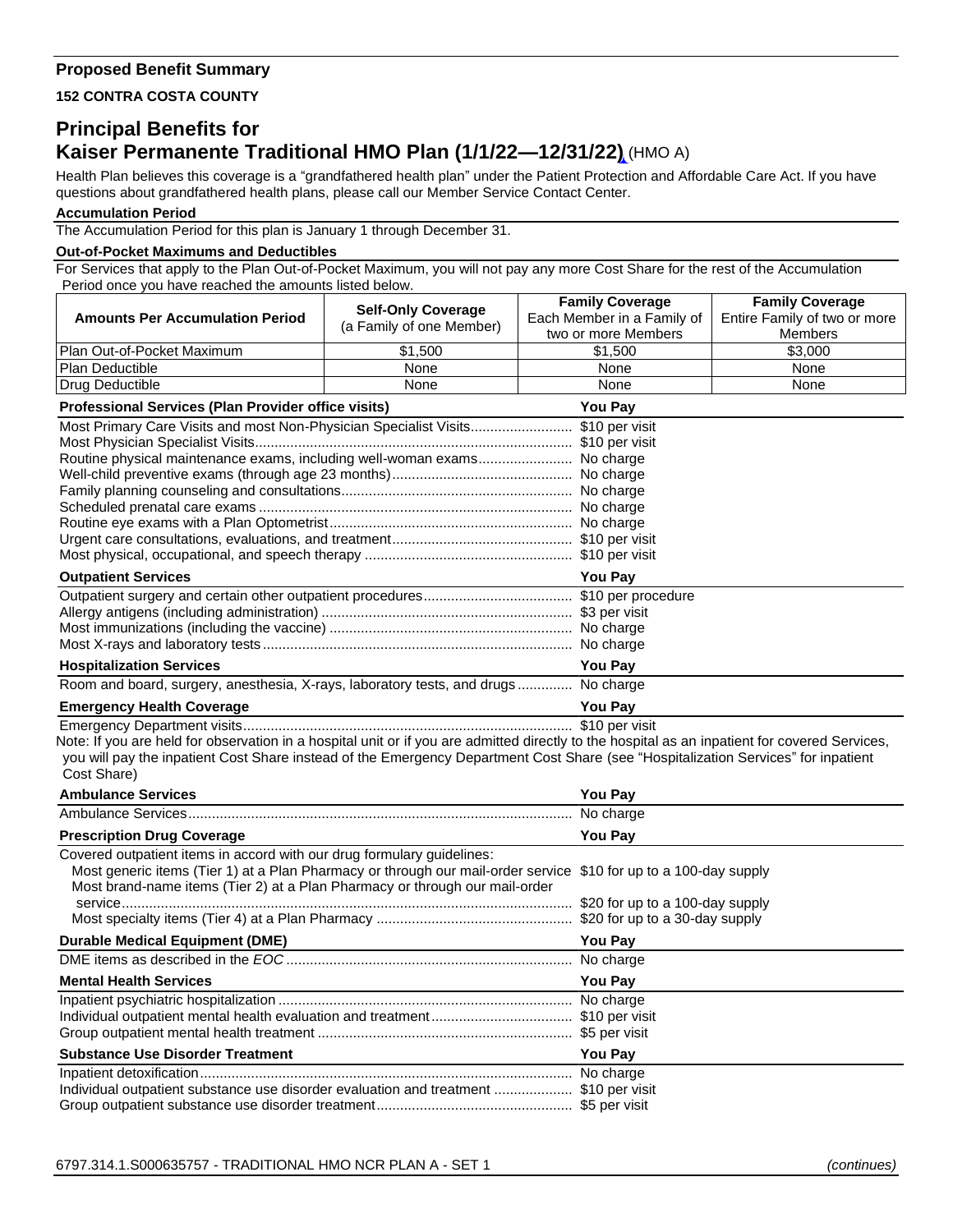**Proposed Benefit Summary**

**152 CONTRA COSTA COUNTY**

# Principal Benefits for Kaiser Permanente Traditional HMO Plan (1/1/22—12/31/22) (HMO A)

Health Plan believes this coverage is a "grandfathered health plan" under the Patient Protection and Affordable Care Act. If you have questions about grandfathered health plans, please call our Member Service Contact Center.

### Accumulation Period

The Accumulation Period for this plan is January 1 through December 31.

### Out-of-Pocket Maximums and Deductibles

For Services that apply to the Plan Out-of-Pocket Maximum, you will not pay any more Cost Share for the rest of the Accumulation Period once you have reached the amounts listed below.

| Amounts Per Accumulation Period | Self-Only Coverage (a Family of one Member) | Family Coverage Each Member in a Family of two or more Members | Family Coverage Entire Family of two or more Members |
|---|---|---|---|
| Plan Out-of-Pocket Maximum | $1,500 | $1,500 | $3,000 |
| Plan Deductible | None | None | None |
| Drug Deductible | None | None | None |

| Professional Services (Plan Provider office visits) | You Pay |
|---|---|
| Most Primary Care Visits and most Non-Physician Specialist Visits | $10 per visit |
| Most Physician Specialist Visits | $10 per visit |
| Routine physical maintenance exams, including well-woman exams | No charge |
| Well-child preventive exams (through age 23 months) | No charge |
| Family planning counseling and consultations | No charge |
| Scheduled prenatal care exams | No charge |
| Routine eye exams with a Plan Optometrist | No charge |
| Urgent care consultations, evaluations, and treatment | $10 per visit |
| Most physical, occupational, and speech therapy | $10 per visit |

| Outpatient Services | You Pay |
|---|---|
| Outpatient surgery and certain other outpatient procedures | $10 per procedure |
| Allergy antigens (including administration) | $3 per visit |
| Most immunizations (including the vaccine) | No charge |
| Most X-rays and laboratory tests | No charge |

| Hospitalization Services | You Pay |
|---|---|
| Room and board, surgery, anesthesia, X-rays, laboratory tests, and drugs | No charge |

| Emergency Health Coverage | You Pay |
|---|---|
| Emergency Department visits | $10 per visit |

Note: If you are held for observation in a hospital unit or if you are admitted directly to the hospital as an inpatient for covered Services, you will pay the inpatient Cost Share instead of the Emergency Department Cost Share (see "Hospitalization Services" for inpatient Cost Share)

| Ambulance Services | You Pay |
|---|---|
| Ambulance Services | No charge |

| Prescription Drug Coverage | You Pay |
|---|---|
| Covered outpatient items in accord with our drug formulary guidelines: | |
| Most generic items (Tier 1) at a Plan Pharmacy or through our mail-order service | $10 for up to a 100-day supply |
| Most brand-name items (Tier 2) at a Plan Pharmacy or through our mail-order service | $20 for up to a 100-day supply |
| Most specialty items (Tier 4) at a Plan Pharmacy | $20 for up to a 30-day supply |

| Durable Medical Equipment (DME) | You Pay |
|---|---|
| DME items as described in the *EOC* | No charge |

| Mental Health Services | You Pay |
|---|---|
| Inpatient psychiatric hospitalization | No charge |
| Individual outpatient mental health evaluation and treatment | $10 per visit |
| Group outpatient mental health treatment | $5 per visit |

| Substance Use Disorder Treatment | You Pay |
|---|---|
| Inpatient detoxification | No charge |
| Individual outpatient substance use disorder evaluation and treatment | $10 per visit |
| Group outpatient substance use disorder treatment | $5 per visit |

6797.314.1.S000635757 - TRADITIONAL HMO NCR PLAN A - SET 1 *(continues)*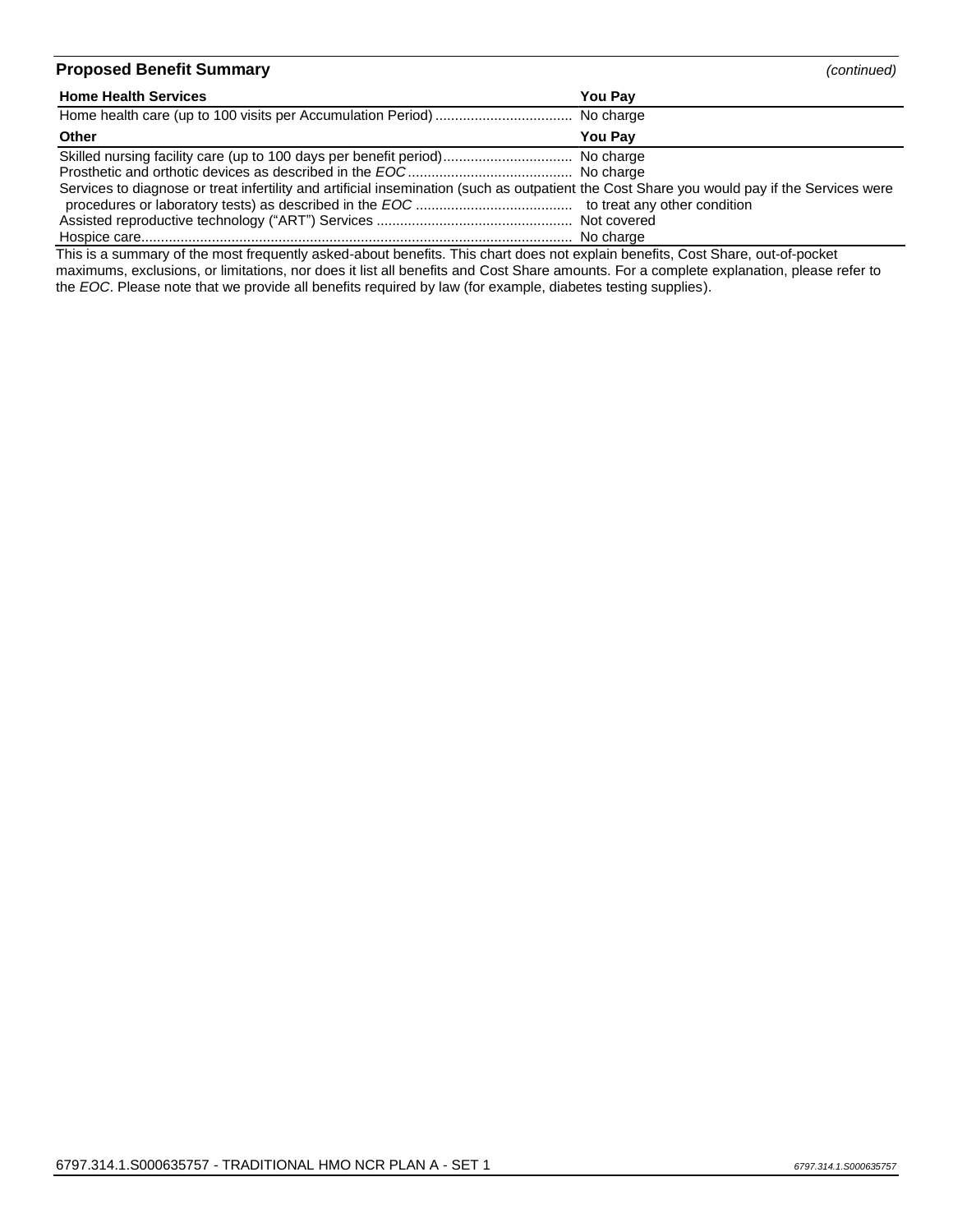## Proposed Benefit Summary *(continued)*

| Home Health Services | You Pay |
|---|---|
| Home health care (up to 100 visits per Accumulation Period) | No charge |

| Other | You Pay |
|---|---|
| Skilled nursing facility care (up to 100 days per benefit period) | No charge |
| Prosthetic and orthotic devices as described in the *EOC* | No charge |
| Services to diagnose or treat infertility and artificial insemination (such as outpatient procedures or laboratory tests) as described in the *EOC* | the Cost Share you would pay if the Services were to treat any other condition |
| Assisted reproductive technology ("ART") Services | Not covered |
| Hospice care | No charge |

This is a summary of the most frequently asked-about benefits. This chart does not explain benefits, Cost Share, out-of-pocket maximums, exclusions, or limitations, nor does it list all benefits and Cost Share amounts. For a complete explanation, please refer to the *EOC*. Please note that we provide all benefits required by law (for example, diabetes testing supplies).